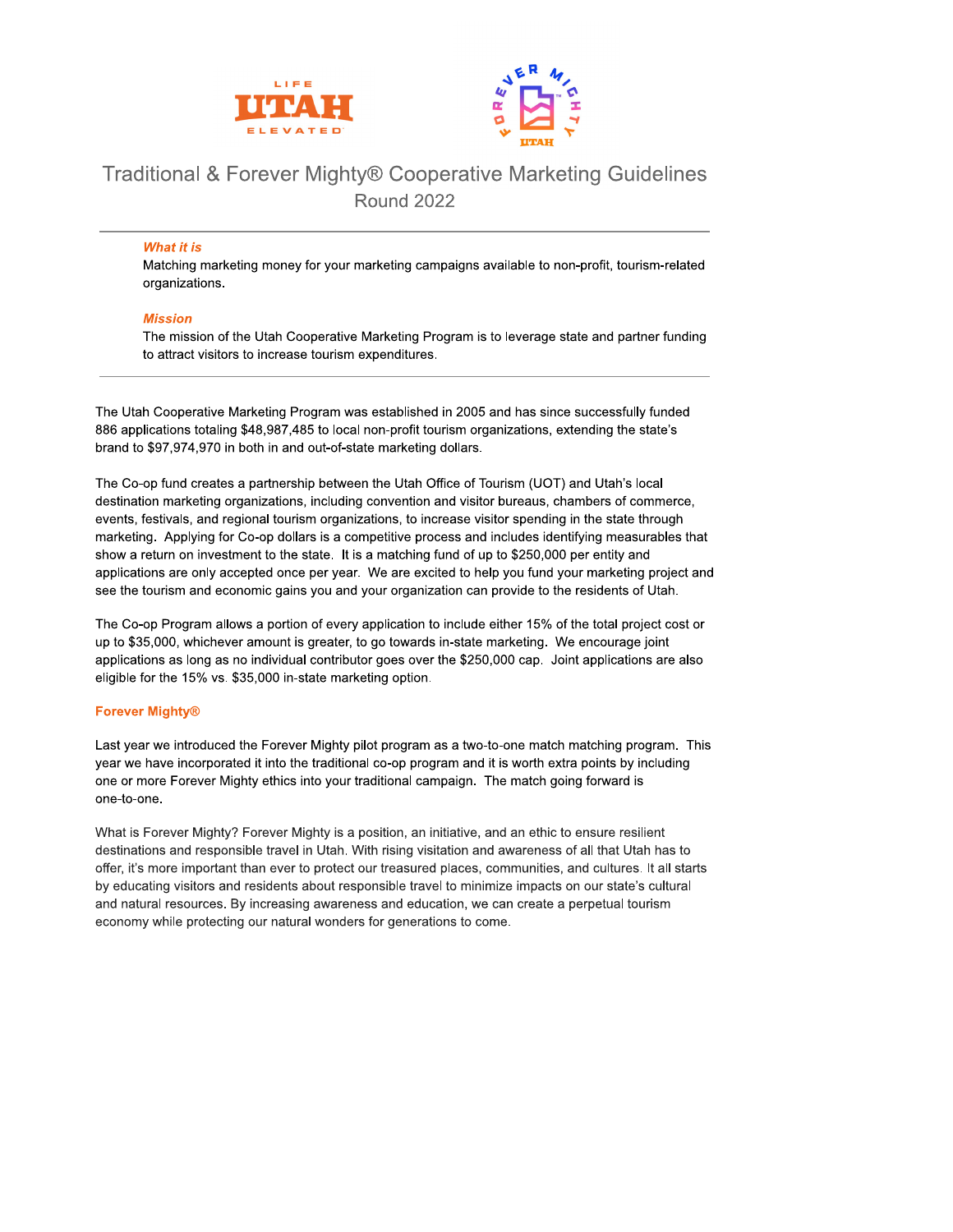# Traditional & Forever Mighty® Cooperative Marketing Guidelines

## Round 2022

---

***What it is***

Matching marketing money for your marketing campaigns available to non-profit, tourism-related organizations.

***Mission***

The mission of the Utah Cooperative Marketing Program is to leverage state and partner funding to attract visitors to increase tourism expenditures.

---

The Utah Cooperative Marketing Program was established in 2005 and has since successfully funded 886 applications totaling $48,987,485 to local non-profit tourism organizations, extending the state's brand to $97,974,970 in both in and out-of-state marketing dollars.

The Co-op fund creates a partnership between the Utah Office of Tourism (UOT) and Utah's local destination marketing organizations, including convention and visitor bureaus, chambers of commerce, events, festivals, and regional tourism organizations, to increase visitor spending in the state through marketing. Applying for Co-op dollars is a competitive process and includes identifying measurables that show a return on investment to the state. It is a matching fund of up to $250,000 per entity and applications are only accepted once per year. We are excited to help you fund your marketing project and see the tourism and economic gains you and your organization can provide to the residents of Utah.

The Co-op Program allows a portion of every application to include either 15% of the total project cost or up to $35,000, whichever amount is greater, to go towards in-state marketing. We encourage joint applications as long as no individual contributor goes over the $250,000 cap. Joint applications are also eligible for the 15% vs. $35,000 in-state marketing option.

### Forever Mighty®

Last year we introduced the Forever Mighty pilot program as a two-to-one match matching program. This year we have incorporated it into the traditional co-op program and it is worth extra points by including one or more Forever Mighty ethics into your traditional campaign. The match going forward is one-to-one.

What is Forever Mighty? Forever Mighty is a position, an initiative, and an ethic to ensure resilient destinations and responsible travel in Utah. With rising visitation and awareness of all that Utah has to offer, it's more important than ever to protect our treasured places, communities, and cultures. It all starts by educating visitors and residents about responsible travel to minimize impacts on our state's cultural and natural resources. By increasing awareness and education, we can create a perpetual tourism economy while protecting our natural wonders for generations to come.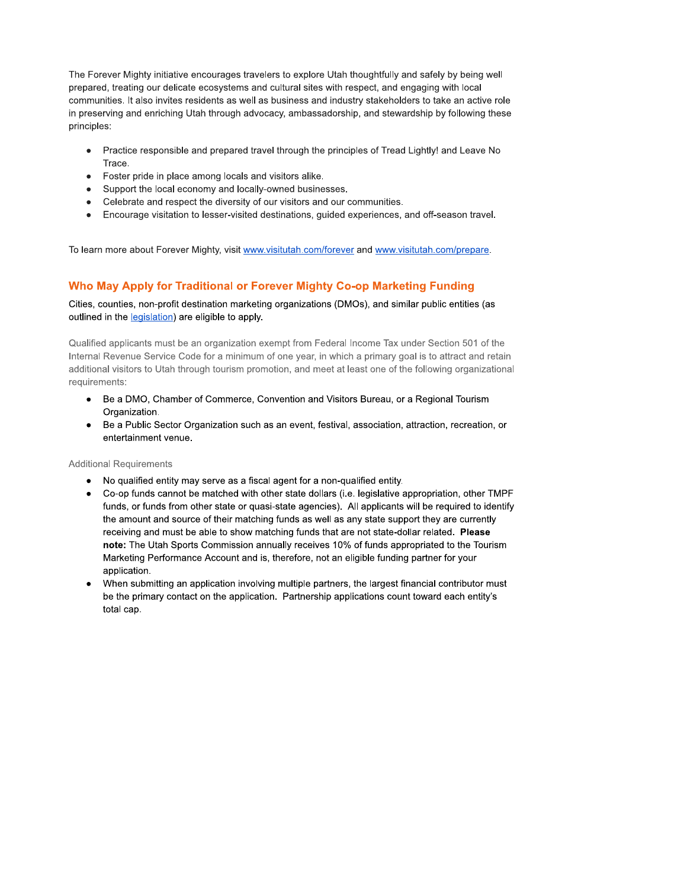The Forever Mighty initiative encourages travelers to explore Utah thoughtfully and safely by being well prepared, treating our delicate ecosystems and cultural sites with respect, and engaging with local communities. It also invites residents as well as business and industry stakeholders to take an active role in preserving and enriching Utah through advocacy, ambassadorship, and stewardship by following these principles:

- Practice responsible and prepared travel through the principles of Tread Lightly! and Leave No Trace.
- Foster pride in place among locals and visitors alike.
- Support the local economy and locally-owned businesses.
- Celebrate and respect the diversity of our visitors and our communities.
- Encourage visitation to lesser-visited destinations, guided experiences, and off-season travel.

To learn more about Forever Mighty, visit [www.visitutah.com/forever](www.visitutah.com/forever) and [www.visitutah.com/prepare](www.visitutah.com/prepare).

## Who May Apply for Traditional or Forever Mighty Co-op Marketing Funding

Cities, counties, non-profit destination marketing organizations (DMOs), and similar public entities (as outlined in the legislation) are eligible to apply.

Qualified applicants must be an organization exempt from Federal Income Tax under Section 501 of the Internal Revenue Service Code for a minimum of one year, in which a primary goal is to attract and retain additional visitors to Utah through tourism promotion, and meet at least one of the following organizational requirements:

- Be a DMO, Chamber of Commerce, Convention and Visitors Bureau, or a Regional Tourism Organization.
- Be a Public Sector Organization such as an event, festival, association, attraction, recreation, or entertainment venue.

Additional Requirements

- No qualified entity may serve as a fiscal agent for a non-qualified entity.
- Co-op funds cannot be matched with other state dollars (i.e. legislative appropriation, other TMPF funds, or funds from other state or quasi-state agencies). All applicants will be required to identify the amount and source of their matching funds as well as any state support they are currently receiving and must be able to show matching funds that are not state-dollar related. **Please note:** The Utah Sports Commission annually receives 10% of funds appropriated to the Tourism Marketing Performance Account and is, therefore, not an eligible funding partner for your application.
- When submitting an application involving multiple partners, the largest financial contributor must be the primary contact on the application. Partnership applications count toward each entity's total cap.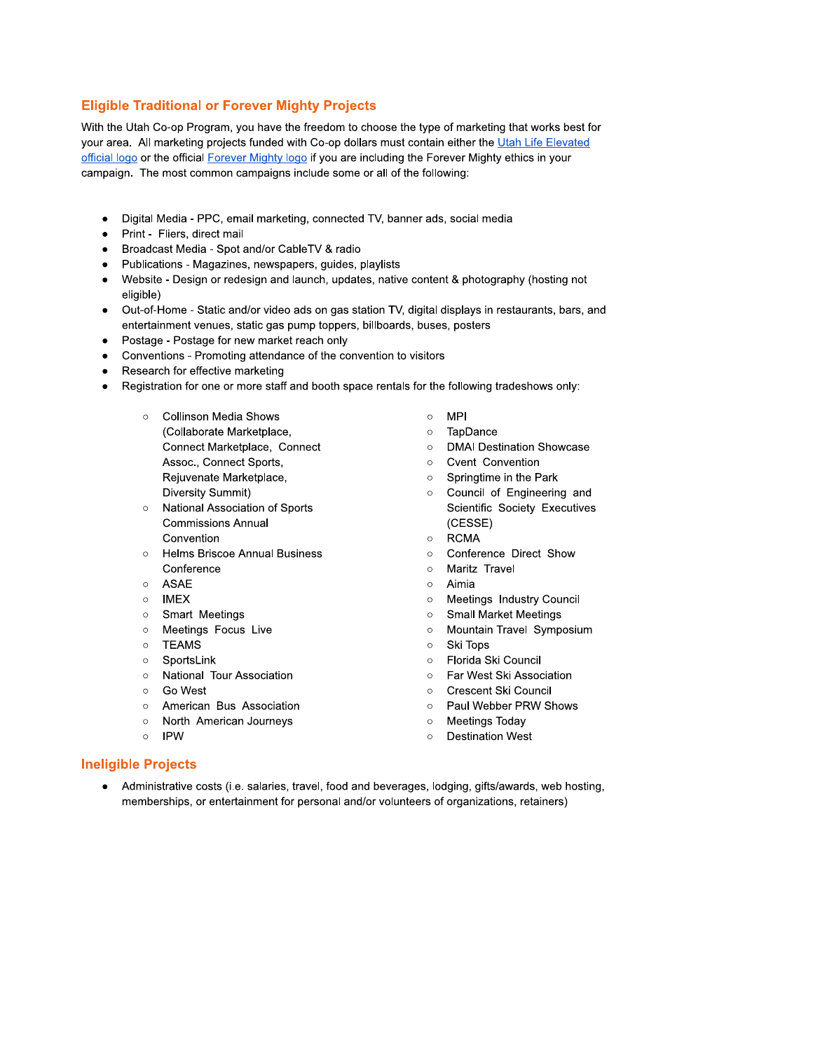## Eligible Traditional or Forever Mighty Projects

With the Utah Co-op Program, you have the freedom to choose the type of marketing that works best for your area. All marketing projects funded with Co-op dollars must contain either the Utah Life Elevated official logo or the official Forever Mighty logo if you are including the Forever Mighty ethics in your campaign. The most common campaigns include some or all of the following:

- Digital Media - PPC, email marketing, connected TV, banner ads, social media
- Print - Fliers, direct mail
- Broadcast Media - Spot and/or CableTV & radio
- Publications - Magazines, newspapers, guides, playlists
- Website - Design or redesign and launch, updates, native content & photography (hosting not eligible)
- Out-of-Home - Static and/or video ads on gas station TV, digital displays in restaurants, bars, and entertainment venues, static gas pump toppers, billboards, buses, posters
- Postage - Postage for new market reach only
- Conventions - Promoting attendance of the convention to visitors
- Research for effective marketing
- Registration for one or more staff and booth space rentals for the following tradeshows only:
    - Collinson Media Shows (Collaborate Marketplace, Connect Marketplace, Connect Assoc., Connect Sports, Rejuvenate Marketplace, Diversity Summit)
    - National Association of Sports Commissions Annual Convention
    - Helms Briscoe Annual Business Conference
    - ASAE
    - IMEX
    - Smart Meetings
    - Meetings Focus Live
    - TEAMS
    - SportsLink
    - National Tour Association
    - Go West
    - American Bus Association
    - North American Journeys
    - IPW
    - MPI
    - TapDance
    - DMAI Destination Showcase
    - Cvent Convention
    - Springtime in the Park
    - Council of Engineering and Scientific Society Executives (CESSE)
    - RCMA
    - Conference Direct Show
    - Maritz Travel
    - Aimia
    - Meetings Industry Council
    - Small Market Meetings
    - Mountain Travel Symposium
    - Ski Tops
    - Florida Ski Council
    - Far West Ski Association
    - Crescent Ski Council
    - Paul Webber PRW Shows
    - Meetings Today
    - Destination West

## Ineligible Projects

- Administrative costs (i.e. salaries, travel, food and beverages, lodging, gifts/awards, web hosting, memberships, or entertainment for personal and/or volunteers of organizations, retainers)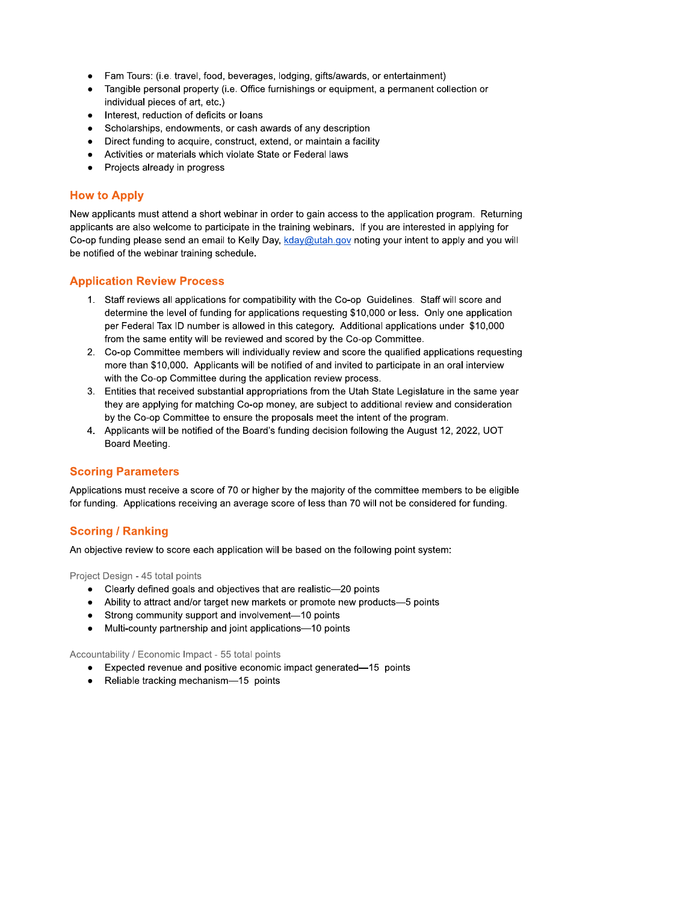- Fam Tours: (i.e. travel, food, beverages, lodging, gifts/awards, or entertainment)
- Tangible personal property (i.e. Office furnishings or equipment, a permanent collection or individual pieces of art, etc.)
- Interest, reduction of deficits or loans
- Scholarships, endowments, or cash awards of any description
- Direct funding to acquire, construct, extend, or maintain a facility
- Activities or materials which violate State or Federal laws
- Projects already in progress

## How to Apply

New applicants must attend a short webinar in order to gain access to the application program. Returning applicants are also welcome to participate in the training webinars. If you are interested in applying for Co-op funding please send an email to Kelly Day, [kday@utah.gov](mailto:kday@utah.gov) noting your intent to apply and you will be notified of the webinar training schedule.

## Application Review Process

1. Staff reviews all applications for compatibility with the Co-op Guidelines. Staff will score and determine the level of funding for applications requesting $10,000 or less. Only one application per Federal Tax ID number is allowed in this category. Additional applications under $10,000 from the same entity will be reviewed and scored by the Co-op Committee.
2. Co-op Committee members will individually review and score the qualified applications requesting more than $10,000. Applicants will be notified of and invited to participate in an oral interview with the Co-op Committee during the application review process.
3. Entities that received substantial appropriations from the Utah State Legislature in the same year they are applying for matching Co-op money, are subject to additional review and consideration by the Co-op Committee to ensure the proposals meet the intent of the program.
4. Applicants will be notified of the Board's funding decision following the August 12, 2022, UOT Board Meeting.

## Scoring Parameters

Applications must receive a score of 70 or higher by the majority of the committee members to be eligible for funding. Applications receiving an average score of less than 70 will not be considered for funding.

## Scoring / Ranking

An objective review to score each application will be based on the following point system:

Project Design - 45 total points

- Clearly defined goals and objectives that are realistic—20 points
- Ability to attract and/or target new markets or promote new products—5 points
- Strong community support and involvement—10 points
- Multi-county partnership and joint applications—10 points

Accountability / Economic Impact - 55 total points

- Expected revenue and positive economic impact generated—15 points
- Reliable tracking mechanism—15 points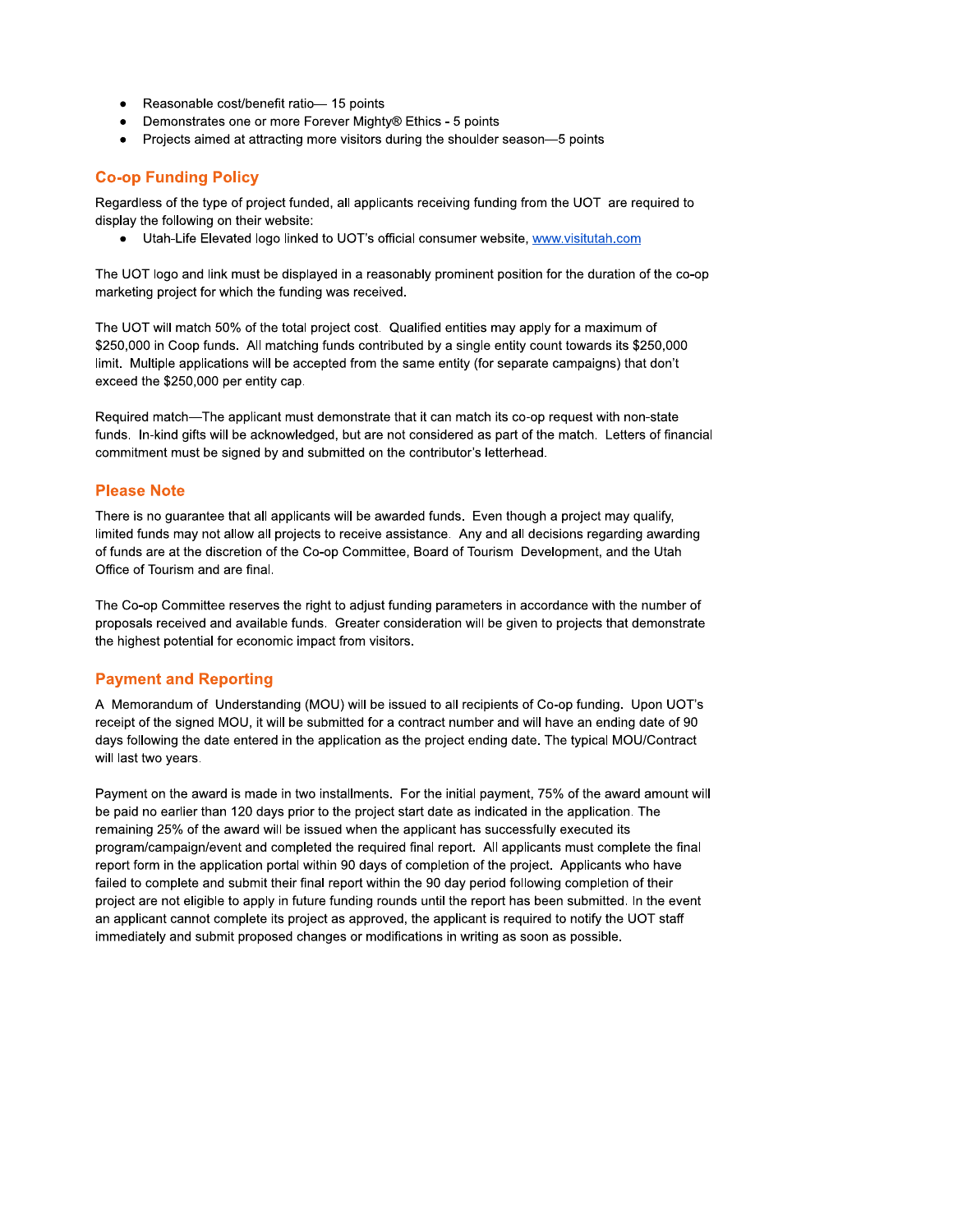- Reasonable cost/benefit ratio— 15 points
- Demonstrates one or more Forever Mighty® Ethics - 5 points
- Projects aimed at attracting more visitors during the shoulder season—5 points

## Co-op Funding Policy

Regardless of the type of project funded, all applicants receiving funding from the UOT are required to display the following on their website:

- Utah-Life Elevated logo linked to UOT's official consumer website, [www.visitutah.com](http://www.visitutah.com)

The UOT logo and link must be displayed in a reasonably prominent position for the duration of the co-op marketing project for which the funding was received.

The UOT will match 50% of the total project cost. Qualified entities may apply for a maximum of $250,000 in Coop funds. All matching funds contributed by a single entity count towards its $250,000 limit. Multiple applications will be accepted from the same entity (for separate campaigns) that don't exceed the $250,000 per entity cap.

Required match—The applicant must demonstrate that it can match its co-op request with non-state funds. In-kind gifts will be acknowledged, but are not considered as part of the match. Letters of financial commitment must be signed by and submitted on the contributor's letterhead.

## Please Note

There is no guarantee that all applicants will be awarded funds. Even though a project may qualify, limited funds may not allow all projects to receive assistance. Any and all decisions regarding awarding of funds are at the discretion of the Co-op Committee, Board of Tourism Development, and the Utah Office of Tourism and are final.

The Co-op Committee reserves the right to adjust funding parameters in accordance with the number of proposals received and available funds. Greater consideration will be given to projects that demonstrate the highest potential for economic impact from visitors.

## Payment and Reporting

A Memorandum of Understanding (MOU) will be issued to all recipients of Co-op funding. Upon UOT's receipt of the signed MOU, it will be submitted for a contract number and will have an ending date of 90 days following the date entered in the application as the project ending date. The typical MOU/Contract will last two years.

Payment on the award is made in two installments. For the initial payment, 75% of the award amount will be paid no earlier than 120 days prior to the project start date as indicated in the application. The remaining 25% of the award will be issued when the applicant has successfully executed its program/campaign/event and completed the required final report. All applicants must complete the final report form in the application portal within 90 days of completion of the project. Applicants who have failed to complete and submit their final report within the 90 day period following completion of their project are not eligible to apply in future funding rounds until the report has been submitted. In the event an applicant cannot complete its project as approved, the applicant is required to notify the UOT staff immediately and submit proposed changes or modifications in writing as soon as possible.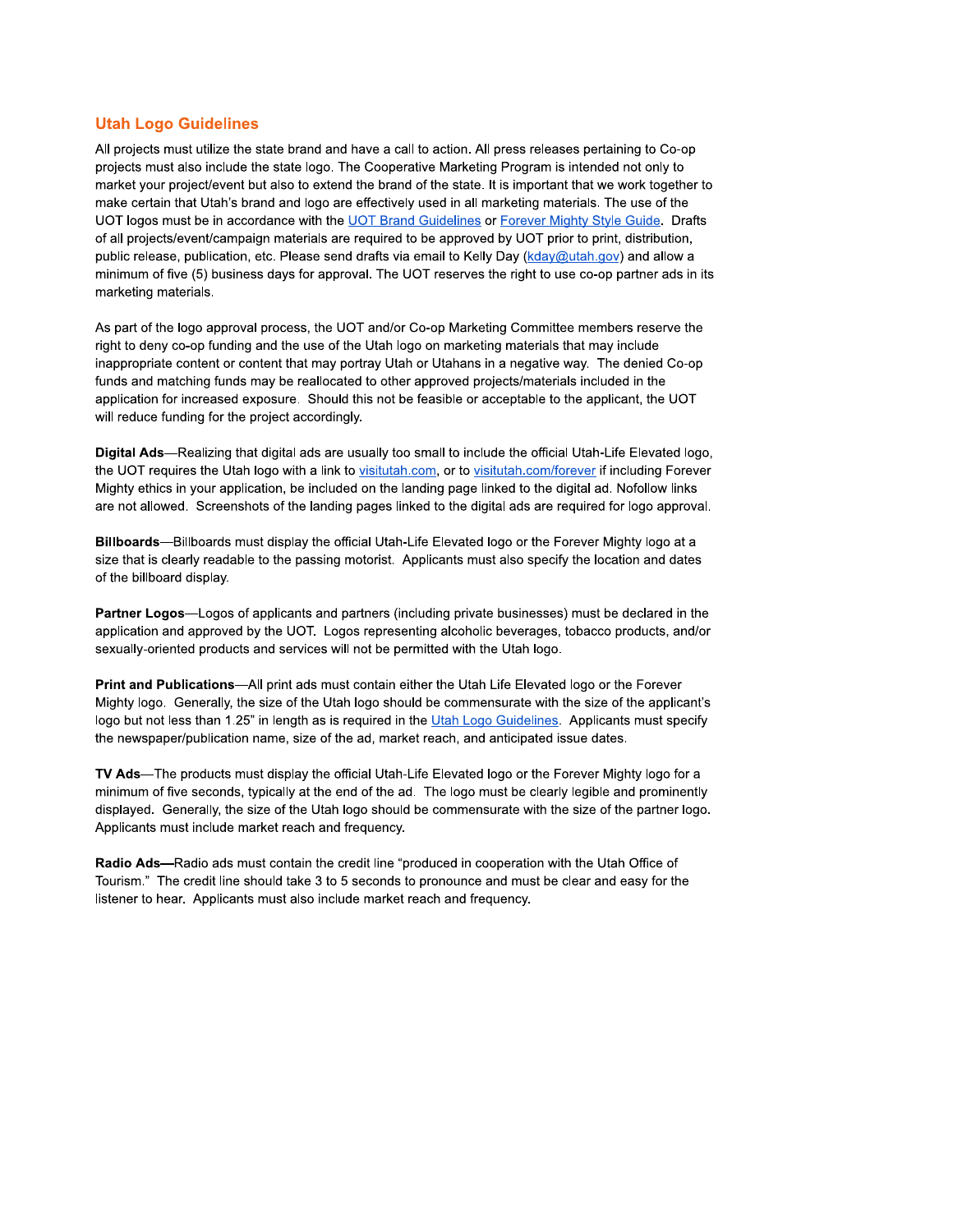## Utah Logo Guidelines

All projects must utilize the state brand and have a call to action. All press releases pertaining to Co-op projects must also include the state logo. The Cooperative Marketing Program is intended not only to market your project/event but also to extend the brand of the state. It is important that we work together to make certain that Utah's brand and logo are effectively used in all marketing materials. The use of the UOT logos must be in accordance with the [UOT Brand Guidelines]() or [Forever Mighty Style Guide](). Drafts of all projects/event/campaign materials are required to be approved by UOT prior to print, distribution, public release, publication, etc. Please send drafts via email to Kelly Day ([kday@utah.gov](mailto:kday@utah.gov)) and allow a minimum of five (5) business days for approval. The UOT reserves the right to use co-op partner ads in its marketing materials.

As part of the logo approval process, the UOT and/or Co-op Marketing Committee members reserve the right to deny co-op funding and the use of the Utah logo on marketing materials that may include inappropriate content or content that may portray Utah or Utahans in a negative way. The denied Co-op funds and matching funds may be reallocated to other approved projects/materials included in the application for increased exposure. Should this not be feasible or acceptable to the applicant, the UOT will reduce funding for the project accordingly.

**Digital Ads**—Realizing that digital ads are usually too small to include the official Utah-Life Elevated logo, the UOT requires the Utah logo with a link to [visitutah.com](), or to [visitutah.com/forever]() if including Forever Mighty ethics in your application, be included on the landing page linked to the digital ad. Nofollow links are not allowed. Screenshots of the landing pages linked to the digital ads are required for logo approval.

**Billboards**—Billboards must display the official Utah-Life Elevated logo or the Forever Mighty logo at a size that is clearly readable to the passing motorist. Applicants must also specify the location and dates of the billboard display.

**Partner Logos**—Logos of applicants and partners (including private businesses) must be declared in the application and approved by the UOT. Logos representing alcoholic beverages, tobacco products, and/or sexually-oriented products and services will not be permitted with the Utah logo.

**Print and Publications**—All print ads must contain either the Utah Life Elevated logo or the Forever Mighty logo. Generally, the size of the Utah logo should be commensurate with the size of the applicant's logo but not less than 1.25" in length as is required in the [Utah Logo Guidelines](). Applicants must specify the newspaper/publication name, size of the ad, market reach, and anticipated issue dates.

**TV Ads**—The products must display the official Utah-Life Elevated logo or the Forever Mighty logo for a minimum of five seconds, typically at the end of the ad. The logo must be clearly legible and prominently displayed. Generally, the size of the Utah logo should be commensurate with the size of the partner logo. Applicants must include market reach and frequency.

**Radio Ads—**Radio ads must contain the credit line "produced in cooperation with the Utah Office of Tourism." The credit line should take 3 to 5 seconds to pronounce and must be clear and easy for the listener to hear. Applicants must also include market reach and frequency.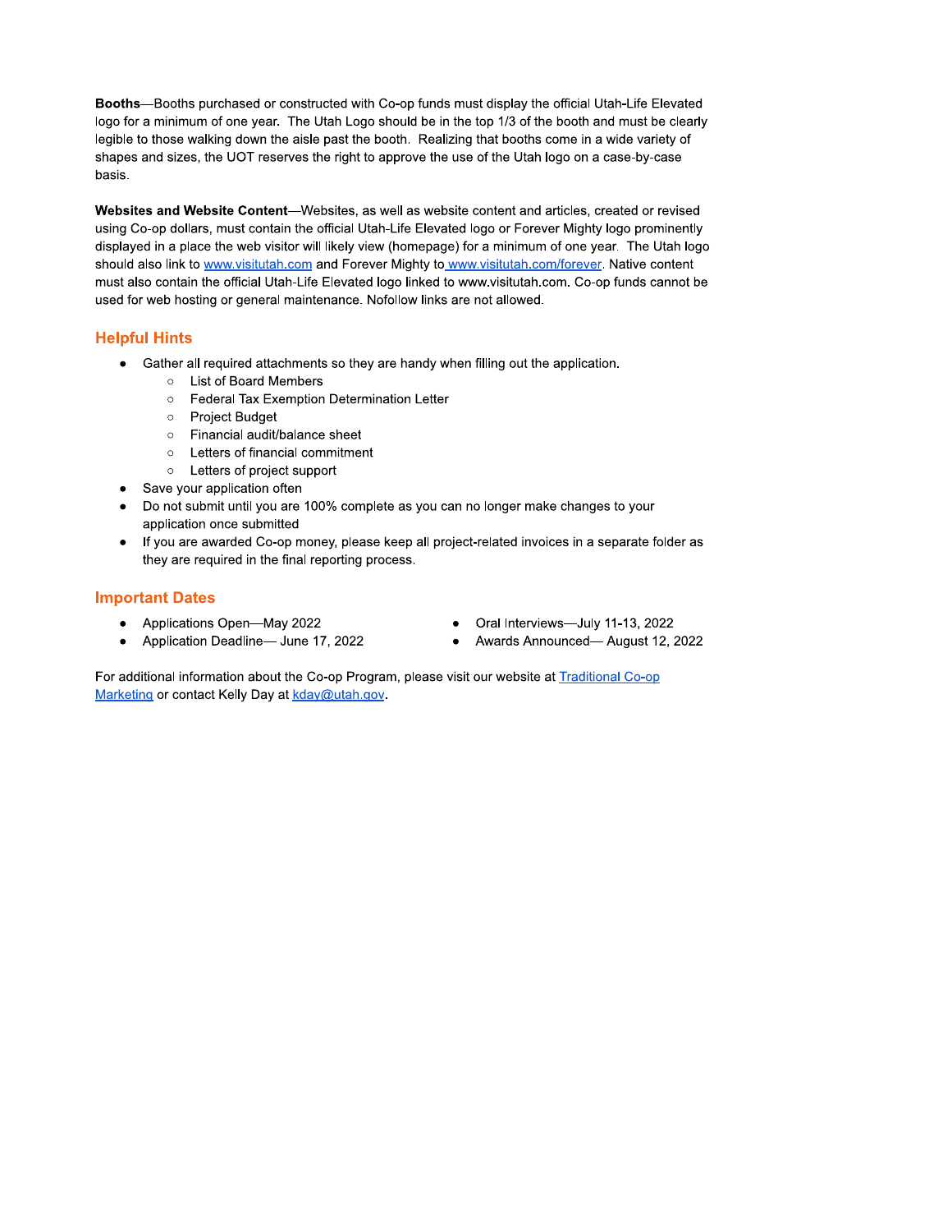**Booths**—Booths purchased or constructed with Co-op funds must display the official Utah-Life Elevated logo for a minimum of one year. The Utah Logo should be in the top 1/3 of the booth and must be clearly legible to those walking down the aisle past the booth. Realizing that booths come in a wide variety of shapes and sizes, the UOT reserves the right to approve the use of the Utah logo on a case-by-case basis.

**Websites and Website Content**—Websites, as well as website content and articles, created or revised using Co-op dollars, must contain the official Utah-Life Elevated logo or Forever Mighty logo prominently displayed in a place the web visitor will likely view (homepage) for a minimum of one year. The Utah logo should also link to [www.visitutah.com](http://www.visitutah.com) and Forever Mighty to [www.visitutah.com/forever](http://www.visitutah.com/forever). Native content must also contain the official Utah-Life Elevated logo linked to www.visitutah.com. Co-op funds cannot be used for web hosting or general maintenance. Nofollow links are not allowed.

## Helpful Hints

- Gather all required attachments so they are handy when filling out the application.
  - List of Board Members
  - Federal Tax Exemption Determination Letter
  - Project Budget
  - Financial audit/balance sheet
  - Letters of financial commitment
  - Letters of project support
- Save your application often
- Do not submit until you are 100% complete as you can no longer make changes to your application once submitted
- If you are awarded Co-op money, please keep all project-related invoices in a separate folder as they are required in the final reporting process.

## Important Dates

- Applications Open—May 2022
- Application Deadline— June 17, 2022
- Oral Interviews—July 11-13, 2022
- Awards Announced— August 12, 2022

For additional information about the Co-op Program, please visit our website at Traditional Co-op Marketing or contact Kelly Day at [kday@utah.gov](mailto:kday@utah.gov).